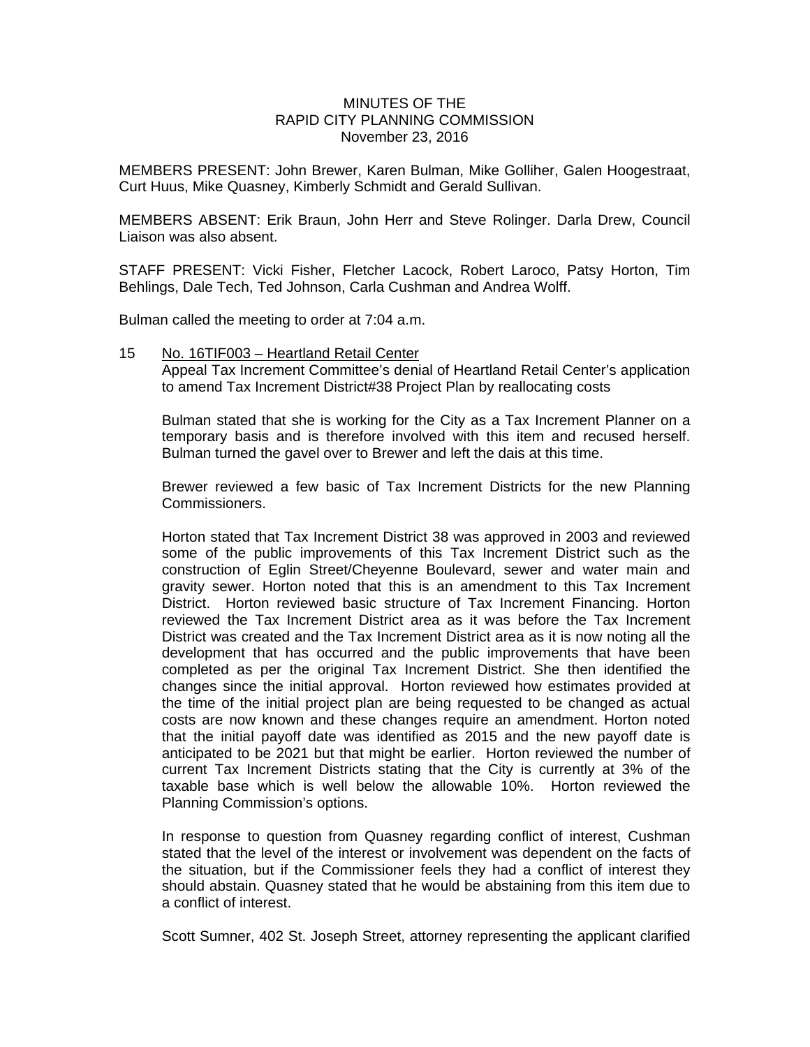# MINUTES OF THE
# RAPID CITY PLANNING COMMISSION
## November 23, 2016

MEMBERS PRESENT: John Brewer, Karen Bulman, Mike Golliher, Galen Hoogestraat, Curt Huus, Mike Quasney, Kimberly Schmidt and Gerald Sullivan.

MEMBERS ABSENT: Erik Braun, John Herr and Steve Rolinger. Darla Drew, Council Liaison was also absent.

STAFF PRESENT: Vicki Fisher, Fletcher Lacock, Robert Laroco, Patsy Horton, Tim Behlings, Dale Tech, Ted Johnson, Carla Cushman and Andrea Wolff.

Bulman called the meeting to order at 7:04 a.m.

15 No. 16TIF003 – Heartland Retail Center

Appeal Tax Increment Committee's denial of Heartland Retail Center's application to amend Tax Increment District#38 Project Plan by reallocating costs

Bulman stated that she is working for the City as a Tax Increment Planner on a temporary basis and is therefore involved with this item and recused herself. Bulman turned the gavel over to Brewer and left the dais at this time.

Brewer reviewed a few basic of Tax Increment Districts for the new Planning Commissioners.

Horton stated that Tax Increment District 38 was approved in 2003 and reviewed some of the public improvements of this Tax Increment District such as the construction of Eglin Street/Cheyenne Boulevard, sewer and water main and gravity sewer. Horton noted that this is an amendment to this Tax Increment District. Horton reviewed basic structure of Tax Increment Financing. Horton reviewed the Tax Increment District area as it was before the Tax Increment District was created and the Tax Increment District area as it is now noting all the development that has occurred and the public improvements that have been completed as per the original Tax Increment District. She then identified the changes since the initial approval. Horton reviewed how estimates provided at the time of the initial project plan are being requested to be changed as actual costs are now known and these changes require an amendment. Horton noted that the initial payoff date was identified as 2015 and the new payoff date is anticipated to be 2021 but that might be earlier. Horton reviewed the number of current Tax Increment Districts stating that the City is currently at 3% of the taxable base which is well below the allowable 10%. Horton reviewed the Planning Commission's options.

In response to question from Quasney regarding conflict of interest, Cushman stated that the level of the interest or involvement was dependent on the facts of the situation, but if the Commissioner feels they had a conflict of interest they should abstain. Quasney stated that he would be abstaining from this item due to a conflict of interest.

Scott Sumner, 402 St. Joseph Street, attorney representing the applicant clarified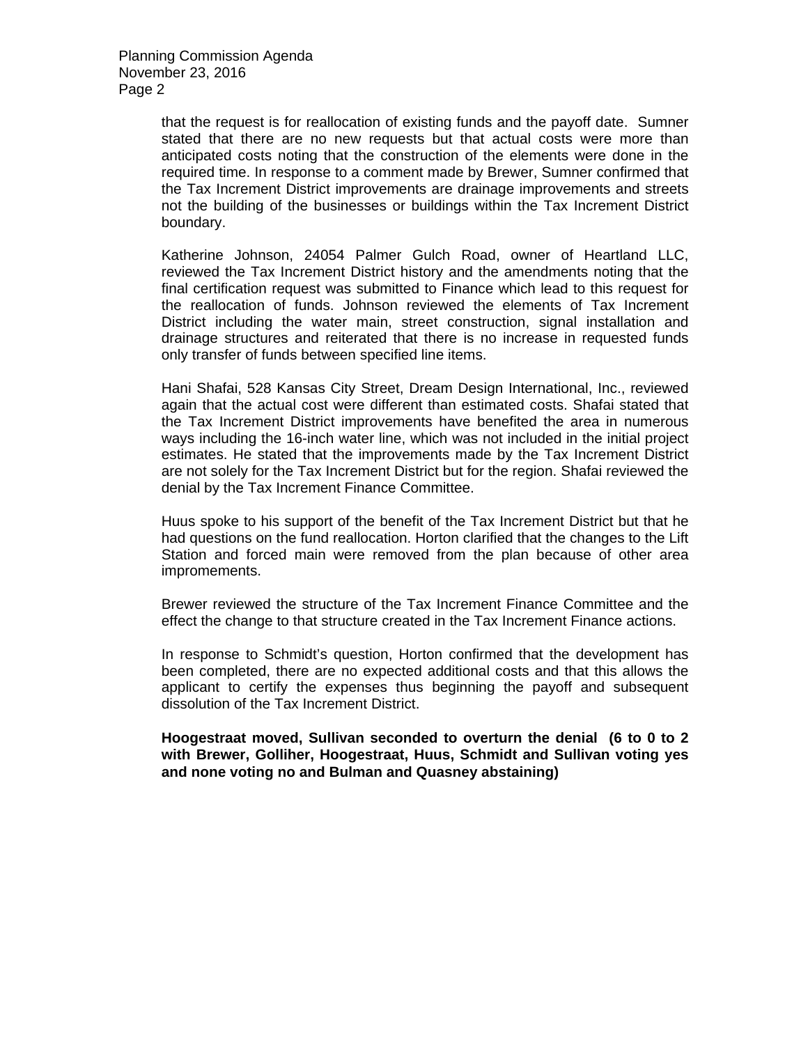that the request is for reallocation of existing funds and the payoff date. Sumner stated that there are no new requests but that actual costs were more than anticipated costs noting that the construction of the elements were done in the required time. In response to a comment made by Brewer, Sumner confirmed that the Tax Increment District improvements are drainage improvements and streets not the building of the businesses or buildings within the Tax Increment District boundary.

Katherine Johnson, 24054 Palmer Gulch Road, owner of Heartland LLC, reviewed the Tax Increment District history and the amendments noting that the final certification request was submitted to Finance which lead to this request for the reallocation of funds. Johnson reviewed the elements of Tax Increment District including the water main, street construction, signal installation and drainage structures and reiterated that there is no increase in requested funds only transfer of funds between specified line items.

Hani Shafai, 528 Kansas City Street, Dream Design International, Inc., reviewed again that the actual cost were different than estimated costs. Shafai stated that the Tax Increment District improvements have benefited the area in numerous ways including the 16-inch water line, which was not included in the initial project estimates. He stated that the improvements made by the Tax Increment District are not solely for the Tax Increment District but for the region. Shafai reviewed the denial by the Tax Increment Finance Committee.

Huus spoke to his support of the benefit of the Tax Increment District but that he had questions on the fund reallocation. Horton clarified that the changes to the Lift Station and forced main were removed from the plan because of other area impromements.

Brewer reviewed the structure of the Tax Increment Finance Committee and the effect the change to that structure created in the Tax Increment Finance actions.

In response to Schmidt's question, Horton confirmed that the development has been completed, there are no expected additional costs and that this allows the applicant to certify the expenses thus beginning the payoff and subsequent dissolution of the Tax Increment District.

**Hoogestraat moved, Sullivan seconded to overturn the denial (6 to 0 to 2 with Brewer, Golliher, Hoogestraat, Huus, Schmidt and Sullivan voting yes and none voting no and Bulman and Quasney abstaining)**